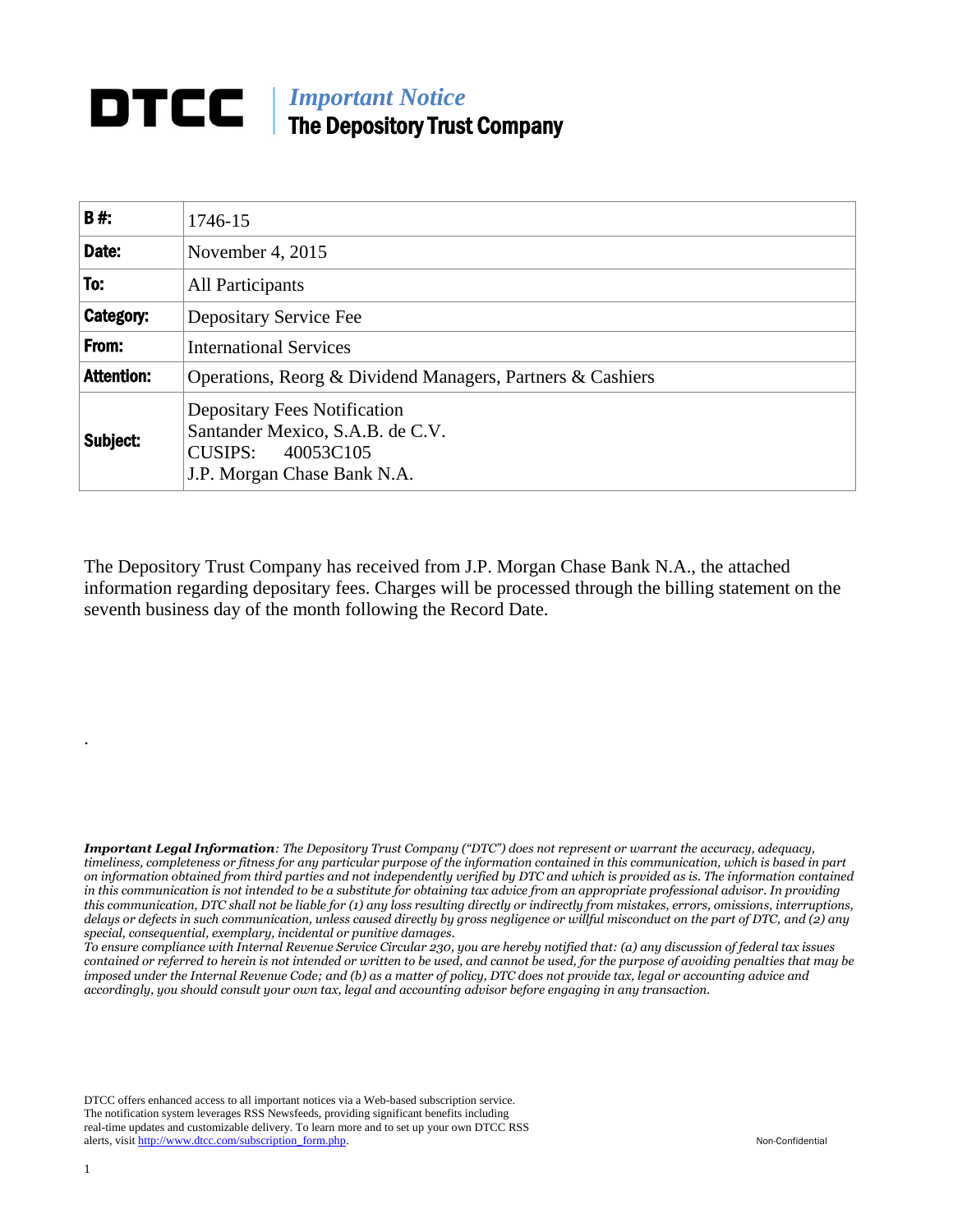# DTCC | *Important Notice*
## The Depository Trust Company

| **B #:** | 1746-15 |
|---|---|
| **Date:** | November 4, 2015 |
| **To:** | All Participants |
| **Category:** | Depositary Service Fee |
| **From:** | International Services |
| **Attention:** | Operations, Reorg & Dividend Managers, Partners & Cashiers |
| **Subject:** | Depositary Fees Notification<br>Santander Mexico, S.A.B. de C.V.<br>CUSIPS: 40053C105<br>J.P. Morgan Chase Bank N.A. |

The Depository Trust Company has received from J.P. Morgan Chase Bank N.A., the attached information regarding depositary fees. Charges will be processed through the billing statement on the seventh business day of the month following the Record Date.

.

***Important Legal Information****: The Depository Trust Company ("DTC") does not represent or warrant the accuracy, adequacy, timeliness, completeness or fitness for any particular purpose of the information contained in this communication, which is based in part on information obtained from third parties and not independently verified by DTC and which is provided as is. The information contained in this communication is not intended to be a substitute for obtaining tax advice from an appropriate professional advisor. In providing this communication, DTC shall not be liable for (1) any loss resulting directly or indirectly from mistakes, errors, omissions, interruptions, delays or defects in such communication, unless caused directly by gross negligence or willful misconduct on the part of DTC, and (2) any special, consequential, exemplary, incidental or punitive damages.*

*To ensure compliance with Internal Revenue Service Circular 230, you are hereby notified that: (a) any discussion of federal tax issues contained or referred to herein is not intended or written to be used, and cannot be used, for the purpose of avoiding penalties that may be imposed under the Internal Revenue Code; and (b) as a matter of policy, DTC does not provide tax, legal or accounting advice and accordingly, you should consult your own tax, legal and accounting advisor before engaging in any transaction.*

DTCC offers enhanced access to all important notices via a Web-based subscription service. The notification system leverages RSS Newsfeeds, providing significant benefits including real-time updates and customizable delivery. To learn more and to set up your own DTCC RSS alerts, visit http://www.dtcc.com/subscription_form.php.

Non-Confidential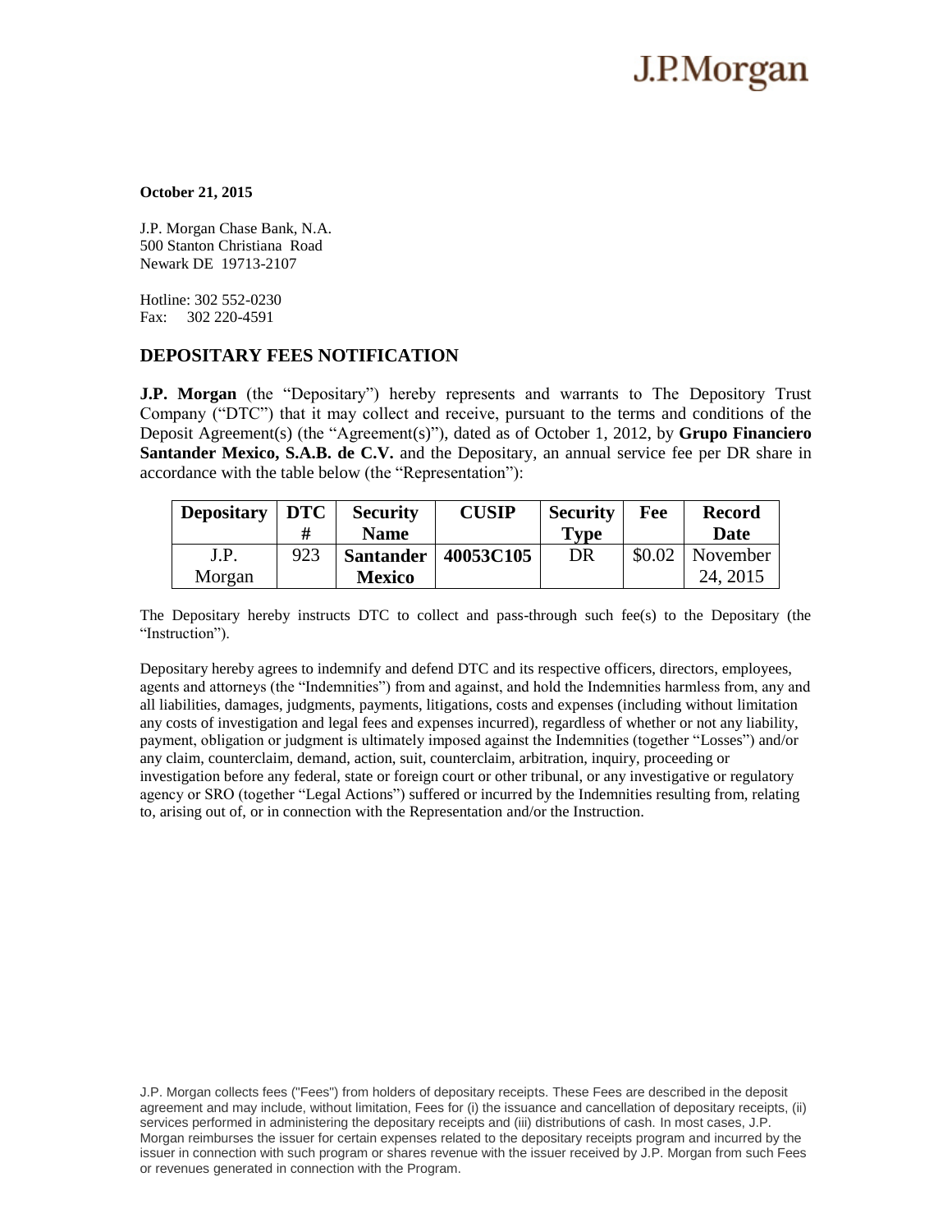J.P.Morgan

**October 21, 2015**

J.P. Morgan Chase Bank, N.A.
500 Stanton Christiana Road
Newark DE 19713-2107

Hotline: 302 552-0230
Fax: 302 220-4591

## DEPOSITARY FEES NOTIFICATION

**J.P. Morgan** (the "Depositary") hereby represents and warrants to The Depository Trust Company ("DTC") that it may collect and receive, pursuant to the terms and conditions of the Deposit Agreement(s) (the "Agreement(s)"), dated as of October 1, 2012, by **Grupo Financiero Santander Mexico, S.A.B. de C.V.** and the Depositary, an annual service fee per DR share in accordance with the table below (the "Representation"):

| Depositary | DTC # | Security Name | CUSIP | Security Type | Fee | Record Date |
|---|---|---|---|---|---|---|
| J.P. Morgan | 923 | **Santander Mexico** | **40053C105** | DR | $0.02 | November 24, 2015 |

The Depositary hereby instructs DTC to collect and pass-through such fee(s) to the Depositary (the "Instruction").

Depositary hereby agrees to indemnify and defend DTC and its respective officers, directors, employees, agents and attorneys (the "Indemnities") from and against, and hold the Indemnities harmless from, any and all liabilities, damages, judgments, payments, litigations, costs and expenses (including without limitation any costs of investigation and legal fees and expenses incurred), regardless of whether or not any liability, payment, obligation or judgment is ultimately imposed against the Indemnities (together "Losses") and/or any claim, counterclaim, demand, action, suit, counterclaim, arbitration, inquiry, proceeding or investigation before any federal, state or foreign court or other tribunal, or any investigative or regulatory agency or SRO (together "Legal Actions") suffered or incurred by the Indemnities resulting from, relating to, arising out of, or in connection with the Representation and/or the Instruction.

J.P. Morgan collects fees ("Fees") from holders of depositary receipts. These Fees are described in the deposit agreement and may include, without limitation, Fees for (i) the issuance and cancellation of depositary receipts, (ii) services performed in administering the depositary receipts and (iii) distributions of cash. In most cases, J.P. Morgan reimburses the issuer for certain expenses related to the depositary receipts program and incurred by the issuer in connection with such program or shares revenue with the issuer received by J.P. Morgan from such Fees or revenues generated in connection with the Program.